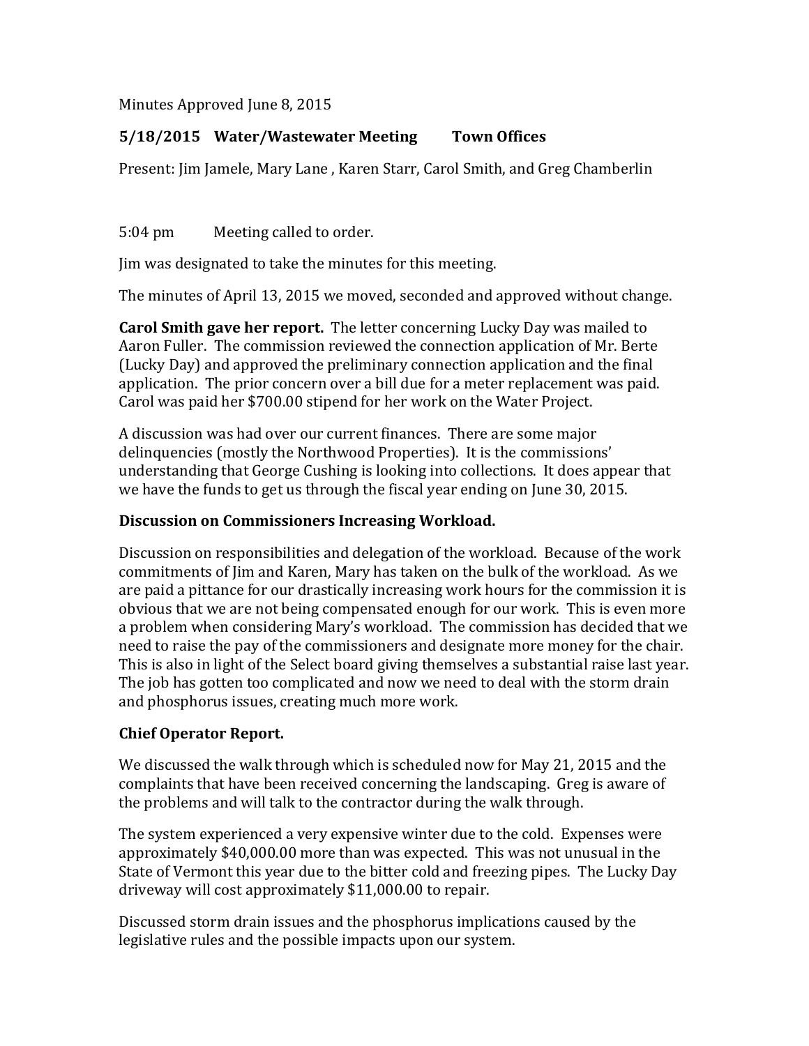Minutes Approved June 8, 2015

**5/18/2015 Water/Wastewater Meeting Town Offices**

Present: Jim Jamele, Mary Lane , Karen Starr, Carol Smith, and Greg Chamberlin

5:04 pm Meeting called to order.

Jim was designated to take the minutes for this meeting.

The minutes of April 13, 2015 we moved, seconded and approved without change.

**Carol Smith gave her report.** The letter concerning Lucky Day was mailed to Aaron Fuller. The commission reviewed the connection application of Mr. Berte (Lucky Day) and approved the preliminary connection application and the final application. The prior concern over a bill due for a meter replacement was paid. Carol was paid her $700.00 stipend for her work on the Water Project.

A discussion was had over our current finances. There are some major delinquencies (mostly the Northwood Properties). It is the commissions' understanding that George Cushing is looking into collections. It does appear that we have the funds to get us through the fiscal year ending on June 30, 2015.

**Discussion on Commissioners Increasing Workload.**

Discussion on responsibilities and delegation of the workload. Because of the work commitments of Jim and Karen, Mary has taken on the bulk of the workload. As we are paid a pittance for our drastically increasing work hours for the commission it is obvious that we are not being compensated enough for our work. This is even more a problem when considering Mary's workload. The commission has decided that we need to raise the pay of the commissioners and designate more money for the chair. This is also in light of the Select board giving themselves a substantial raise last year. The job has gotten too complicated and now we need to deal with the storm drain and phosphorus issues, creating much more work.

**Chief Operator Report.**

We discussed the walk through which is scheduled now for May 21, 2015 and the complaints that have been received concerning the landscaping. Greg is aware of the problems and will talk to the contractor during the walk through.

The system experienced a very expensive winter due to the cold. Expenses were approximately $40,000.00 more than was expected. This was not unusual in the State of Vermont this year due to the bitter cold and freezing pipes. The Lucky Day driveway will cost approximately $11,000.00 to repair.

Discussed storm drain issues and the phosphorus implications caused by the legislative rules and the possible impacts upon our system.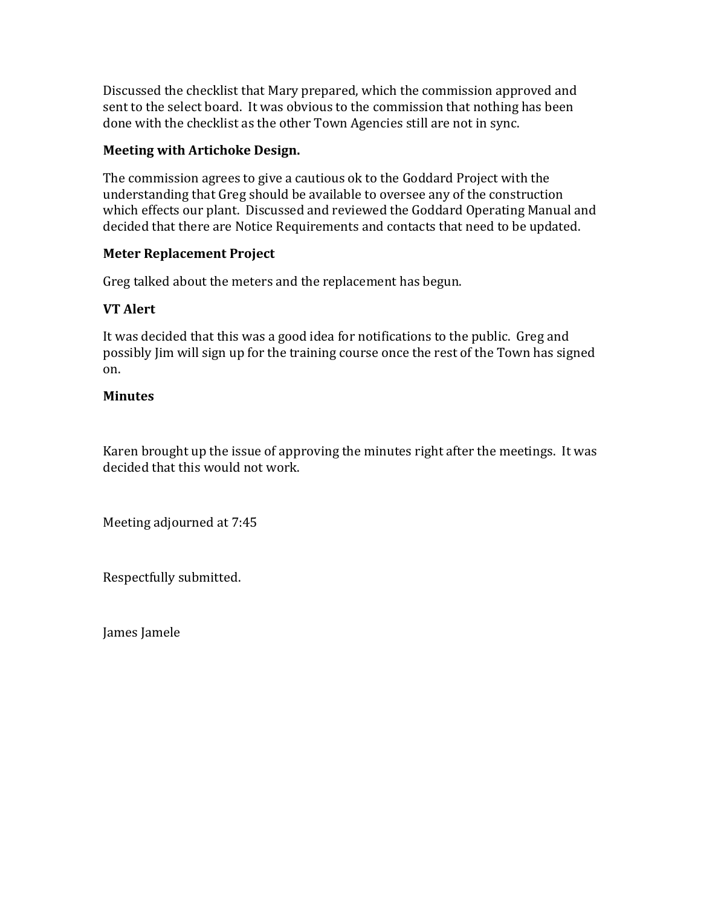Discussed the checklist that Mary prepared, which the commission approved and sent to the select board. It was obvious to the commission that nothing has been done with the checklist as the other Town Agencies still are not in sync.

**Meeting with Artichoke Design.**

The commission agrees to give a cautious ok to the Goddard Project with the understanding that Greg should be available to oversee any of the construction which effects our plant. Discussed and reviewed the Goddard Operating Manual and decided that there are Notice Requirements and contacts that need to be updated.

**Meter Replacement Project**

Greg talked about the meters and the replacement has begun.

**VT Alert**

It was decided that this was a good idea for notifications to the public. Greg and possibly Jim will sign up for the training course once the rest of the Town has signed on.

**Minutes**

Karen brought up the issue of approving the minutes right after the meetings. It was decided that this would not work.

Meeting adjourned at 7:45

Respectfully submitted.

James Jamele